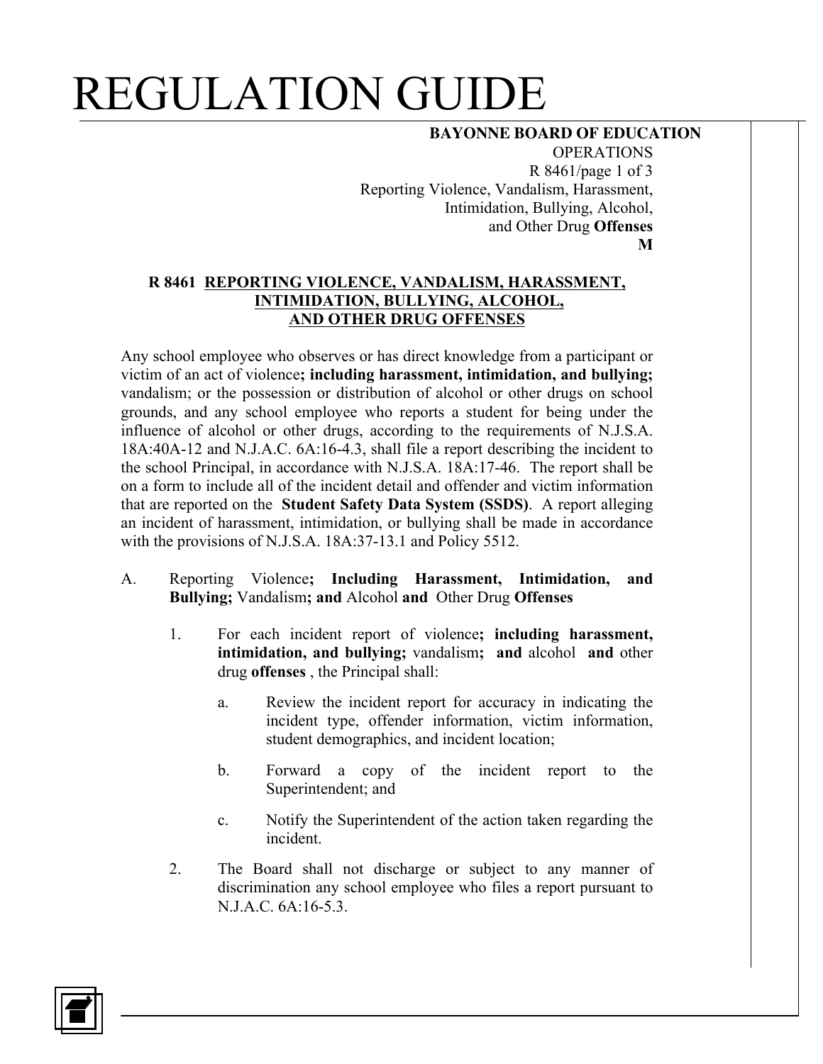# REGULATION GUIDE

**BAYONNE BOARD OF EDUCATION**
OPERATIONS
R 8461/page 1 of 3
Reporting Violence, Vandalism, Harassment, Intimidation, Bullying, Alcohol, and Other Drug **Offenses**
**M**

## R 8461 REPORTING VIOLENCE, VANDALISM, HARASSMENT, INTIMIDATION, BULLYING, ALCOHOL, AND OTHER DRUG OFFENSES

Any school employee who observes or has direct knowledge from a participant or victim of an act of violence**; including harassment, intimidation, and bullying;** vandalism; or the possession or distribution of alcohol or other drugs on school grounds, and any school employee who reports a student for being under the influence of alcohol or other drugs, according to the requirements of N.J.S.A. 18A:40A-12 and N.J.A.C. 6A:16-4.3, shall file a report describing the incident to the school Principal, in accordance with N.J.S.A. 18A:17-46. The report shall be on a form to include all of the incident detail and offender and victim information that are reported on the **Student Safety Data System (SSDS)**. A report alleging an incident of harassment, intimidation, or bullying shall be made in accordance with the provisions of N.J.S.A. 18A:37-13.1 and Policy 5512.

A. Reporting Violence**; Including Harassment, Intimidation, and Bullying;** Vandalism**; and** Alcohol **and** Other Drug **Offenses**

1. For each incident report of violence**; including harassment, intimidation, and bullying;** vandalism**; and** alcohol **and** other drug **offenses** , the Principal shall:

   a. Review the incident report for accuracy in indicating the incident type, offender information, victim information, student demographics, and incident location;

   b. Forward a copy of the incident report to the Superintendent; and

   c. Notify the Superintendent of the action taken regarding the incident.

2. The Board shall not discharge or subject to any manner of discrimination any school employee who files a report pursuant to N.J.A.C. 6A:16-5.3.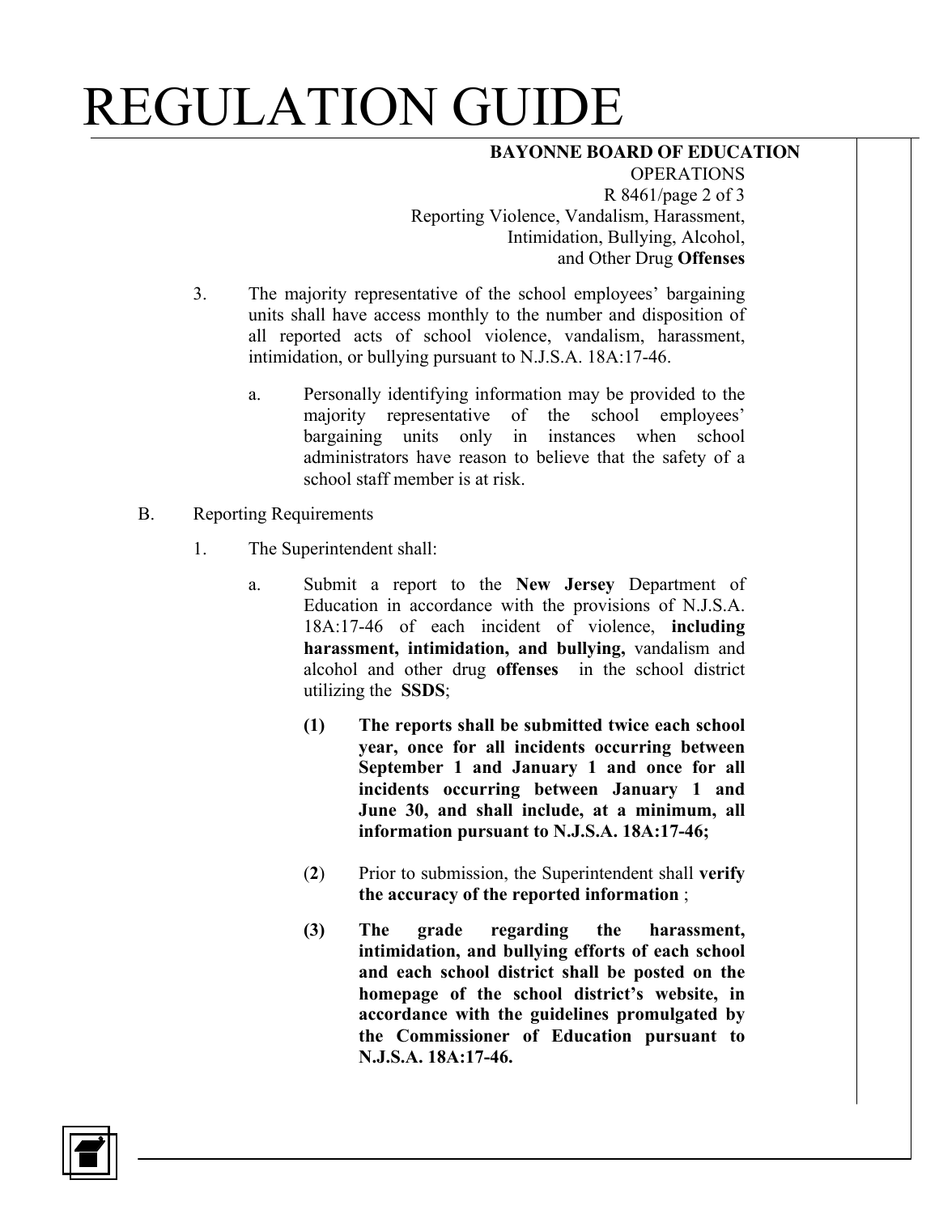3. The majority representative of the school employees' bargaining units shall have access monthly to the number and disposition of all reported acts of school violence, vandalism, harassment, intimidation, or bullying pursuant to N.J.S.A. 18A:17-46.

   a. Personally identifying information may be provided to the majority representative of the school employees' bargaining units only in instances when school administrators have reason to believe that the safety of a school staff member is at risk.

B. Reporting Requirements

   1. The Superintendent shall:

      a. Submit a report to the **New Jersey** Department of Education in accordance with the provisions of N.J.S.A. 18A:17-46 of each incident of violence, **including harassment, intimidation, and bullying,** vandalism and alcohol and other drug **offenses** in the school district utilizing the **SSDS**;

         **(1) The reports shall be submitted twice each school year, once for all incidents occurring between September 1 and January 1 and once for all incidents occurring between January 1 and June 30, and shall include, at a minimum, all information pursuant to N.J.S.A. 18A:17-46;**

         (**2**) Prior to submission, the Superintendent shall **verify the accuracy of the reported information** ;

         **(3) The grade regarding the harassment, intimidation, and bullying efforts of each school and each school district shall be posted on the homepage of the school district's website, in accordance with the guidelines promulgated by the Commissioner of Education pursuant to N.J.S.A. 18A:17-46.**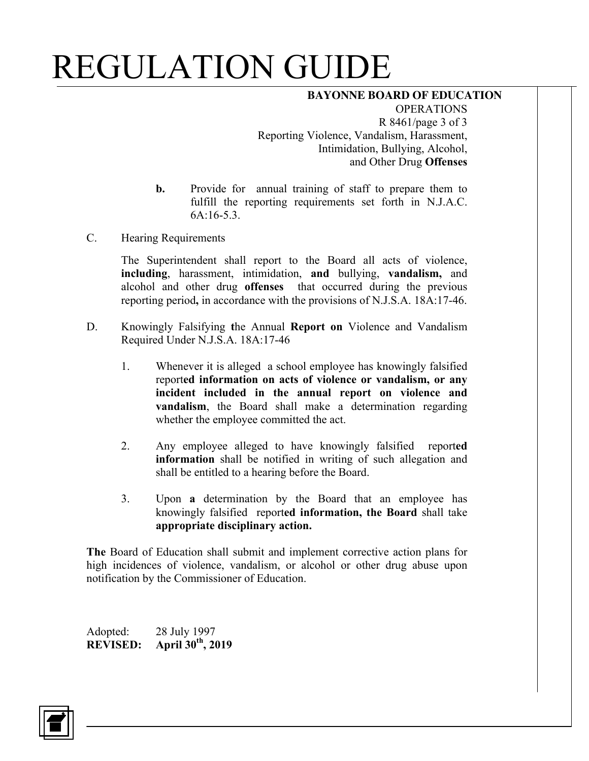**b.** Provide for annual training of staff to prepare them to fulfill the reporting requirements set forth in N.J.A.C. 6A:16-5.3.

C. Hearing Requirements

The Superintendent shall report to the Board all acts of violence, **including**, harassment, intimidation, **and** bullying, **vandalism,** and alcohol and other drug **offenses** that occurred during the previous reporting period**,** in accordance with the provisions of N.J.S.A. 18A:17-46.

D. Knowingly Falsifying **t**he Annual **Report on** Violence and Vandalism Required Under N.J.S.A. 18A:17-46

1. Whenever it is alleged a school employee has knowingly falsified report**ed information on acts of violence or vandalism, or any incident included in the annual report on violence and vandalism**, the Board shall make a determination regarding whether the employee committed the act.

2. Any employee alleged to have knowingly falsified report**ed information** shall be notified in writing of such allegation and shall be entitled to a hearing before the Board.

3. Upon **a** determination by the Board that an employee has knowingly falsified report**ed information, the Board** shall take **appropriate disciplinary action.**

**The** Board of Education shall submit and implement corrective action plans for high incidences of violence, vandalism, or alcohol or other drug abuse upon notification by the Commissioner of Education.

Adopted: 28 July 1997
**REVISED: April 30th, 2019**